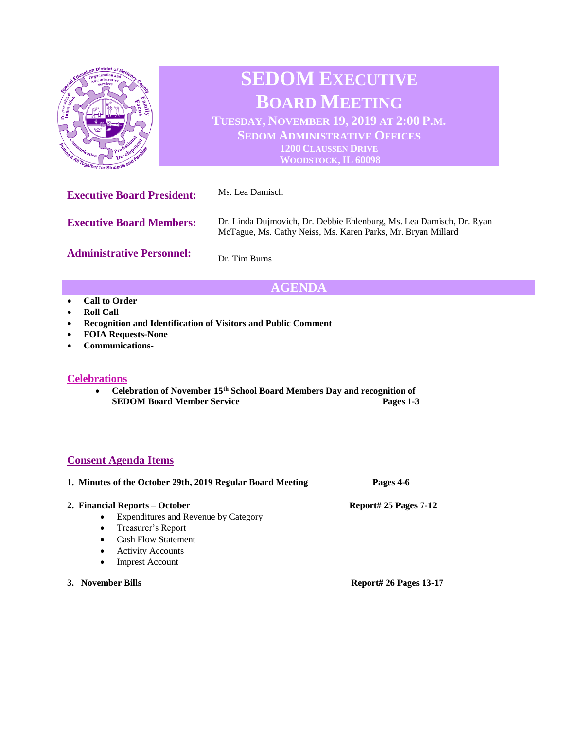# SEDOM EXECUTIVE BOARD MEETING

**TUESDAY, NOVEMBER 19, 2019 AT 2:00 P.M.**
**SEDOM ADMINISTRATIVE OFFICES**
**1200 CLAUSSEN DRIVE**
**WOODSTOCK, IL 60098**

**Executive Board President:** Ms. Lea Damisch

**Executive Board Members:** Dr. Linda Dujmovich, Dr. Debbie Ehlenburg, Ms. Lea Damisch, Dr. Ryan McTague, Ms. Cathy Neiss, Ms. Karen Parks, Mr. Bryan Millard

**Administrative Personnel:** Dr. Tim Burns

## AGENDA

- **Call to Order**
- **Roll Call**
- **Recognition and Identification of Visitors and Public Comment**
- **FOIA Requests-None**
- **Communications-**

### Celebrations

- **Celebration of November 15th School Board Members Day and recognition of SEDOM Board Member Service** — **Pages 1-3**

### Consent Agenda Items

1. **Minutes of the October 29th, 2019 Regular Board Meeting** — **Pages 4-6**

2. **Financial Reports – October** — **Report# 25 Pages 7-12**
   - Expenditures and Revenue by Category
   - Treasurer's Report
   - Cash Flow Statement
   - Activity Accounts
   - Imprest Account

3. **November Bills** — **Report# 26 Pages 13-17**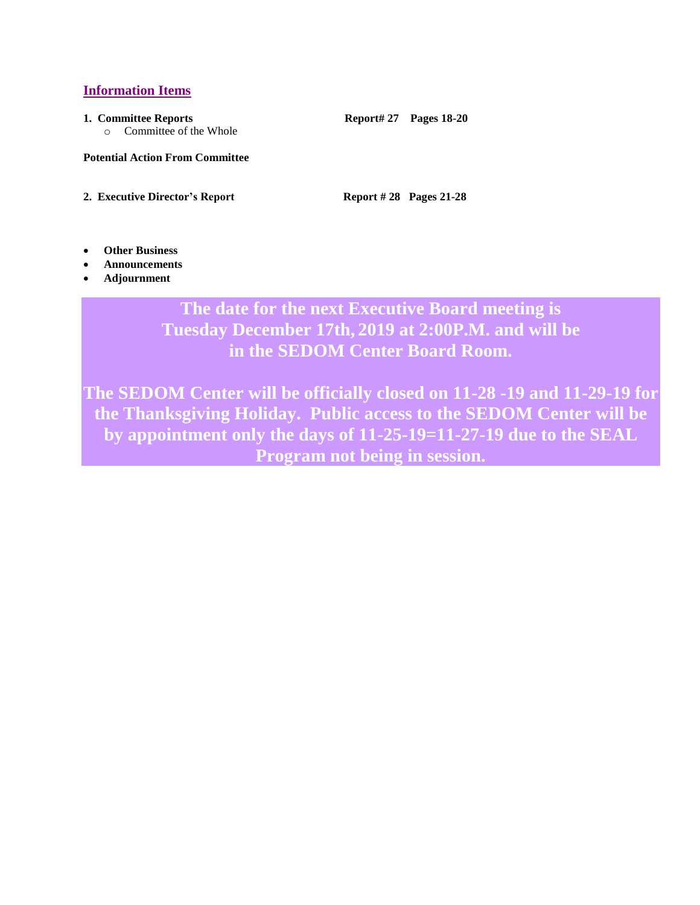## Information Items

**1. Committee Reports** **Report# 27 Pages 18-20**

- Committee of the Whole

**Potential Action From Committee**

**2. Executive Director's Report** **Report # 28 Pages 21-28**

- **Other Business**
- **Announcements**
- **Adjournment**

**The date for the next Executive Board meeting is Tuesday December 17th, 2019 at 2:00P.M. and will be in the SEDOM Center Board Room.**

**The SEDOM Center will be officially closed on 11-28 -19 and 11-29-19 for the Thanksgiving Holiday. Public access to the SEDOM Center will be by appointment only the days of 11-25-19=11-27-19 due to the SEAL Program not being in session.**